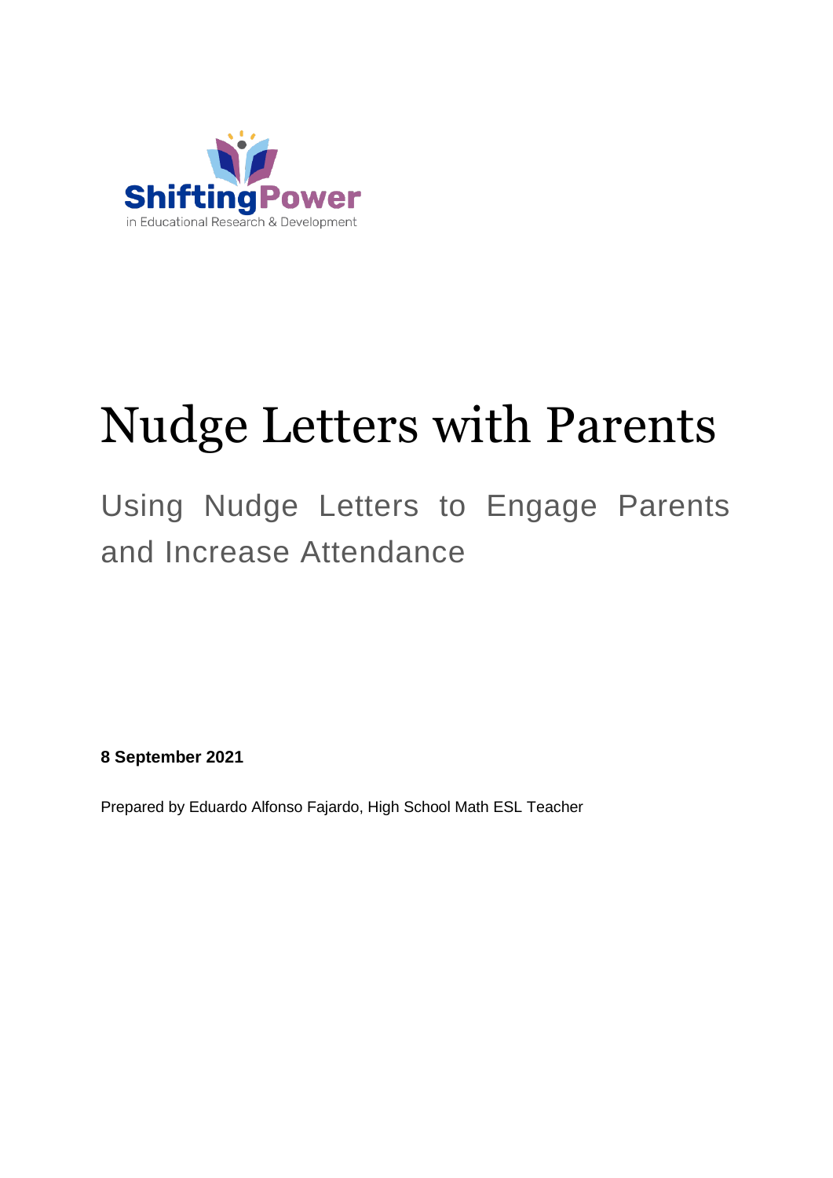ShiftingPower
in Educational Research & Development

# Nudge Letters with Parents

## Using Nudge Letters to Engage Parents and Increase Attendance

**8 September 2021**

Prepared by Eduardo Alfonso Fajardo, High School Math ESL Teacher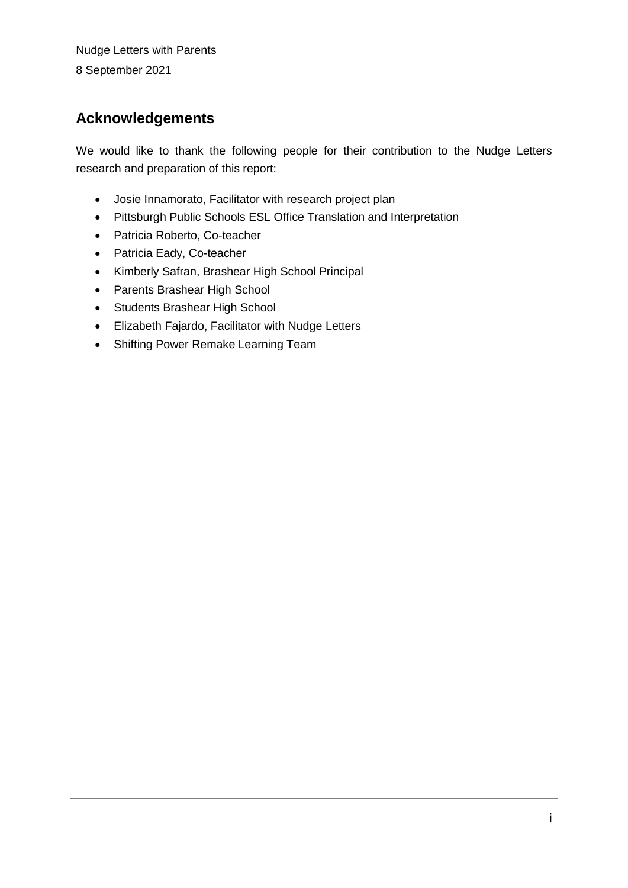## Acknowledgements

We would like to thank the following people for their contribution to the Nudge Letters research and preparation of this report:

- Josie Innamorato, Facilitator with research project plan
- Pittsburgh Public Schools ESL Office Translation and Interpretation
- Patricia Roberto, Co-teacher
- Patricia Eady, Co-teacher
- Kimberly Safran, Brashear High School Principal
- Parents Brashear High School
- Students Brashear High School
- Elizabeth Fajardo, Facilitator with Nudge Letters
- Shifting Power Remake Learning Team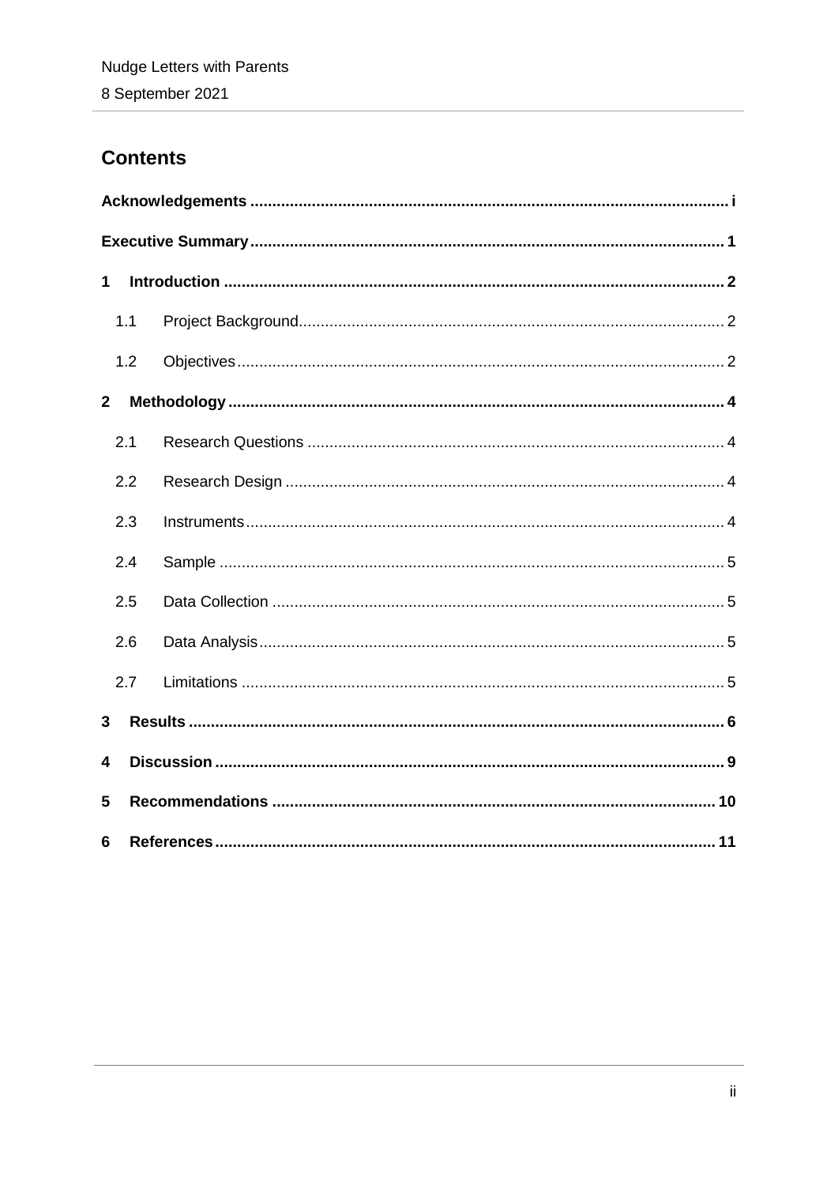# Contents

**Acknowledgements** .......... i

**Executive Summary** .......... 1

**1 Introduction** .......... 2

- 1.1 Project Background .......... 2
- 1.2 Objectives .......... 2

**2 Methodology** .......... 4

- 2.1 Research Questions .......... 4
- 2.2 Research Design .......... 4
- 2.3 Instruments .......... 4
- 2.4 Sample .......... 5
- 2.5 Data Collection .......... 5
- 2.6 Data Analysis .......... 5
- 2.7 Limitations .......... 5

**3 Results** .......... 6

**4 Discussion** .......... 9

**5 Recommendations** .......... 10

**6 References** .......... 11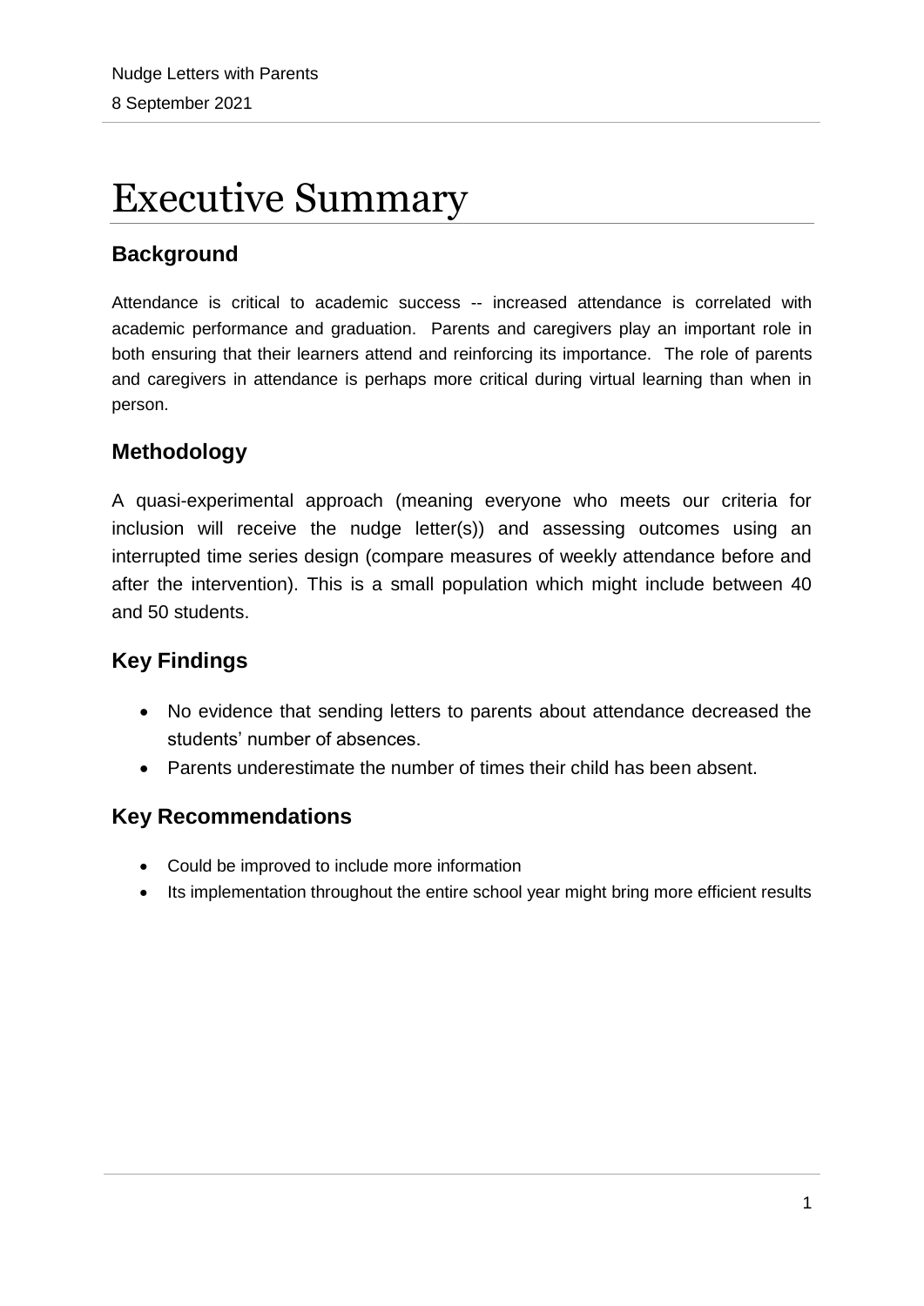# Executive Summary

## Background

Attendance is critical to academic success -- increased attendance is correlated with academic performance and graduation. Parents and caregivers play an important role in both ensuring that their learners attend and reinforcing its importance. The role of parents and caregivers in attendance is perhaps more critical during virtual learning than when in person.

## Methodology

A quasi-experimental approach (meaning everyone who meets our criteria for inclusion will receive the nudge letter(s)) and assessing outcomes using an interrupted time series design (compare measures of weekly attendance before and after the intervention). This is a small population which might include between 40 and 50 students.

## Key Findings

- No evidence that sending letters to parents about attendance decreased the students' number of absences.
- Parents underestimate the number of times their child has been absent.

## Key Recommendations

- Could be improved to include more information
- Its implementation throughout the entire school year might bring more efficient results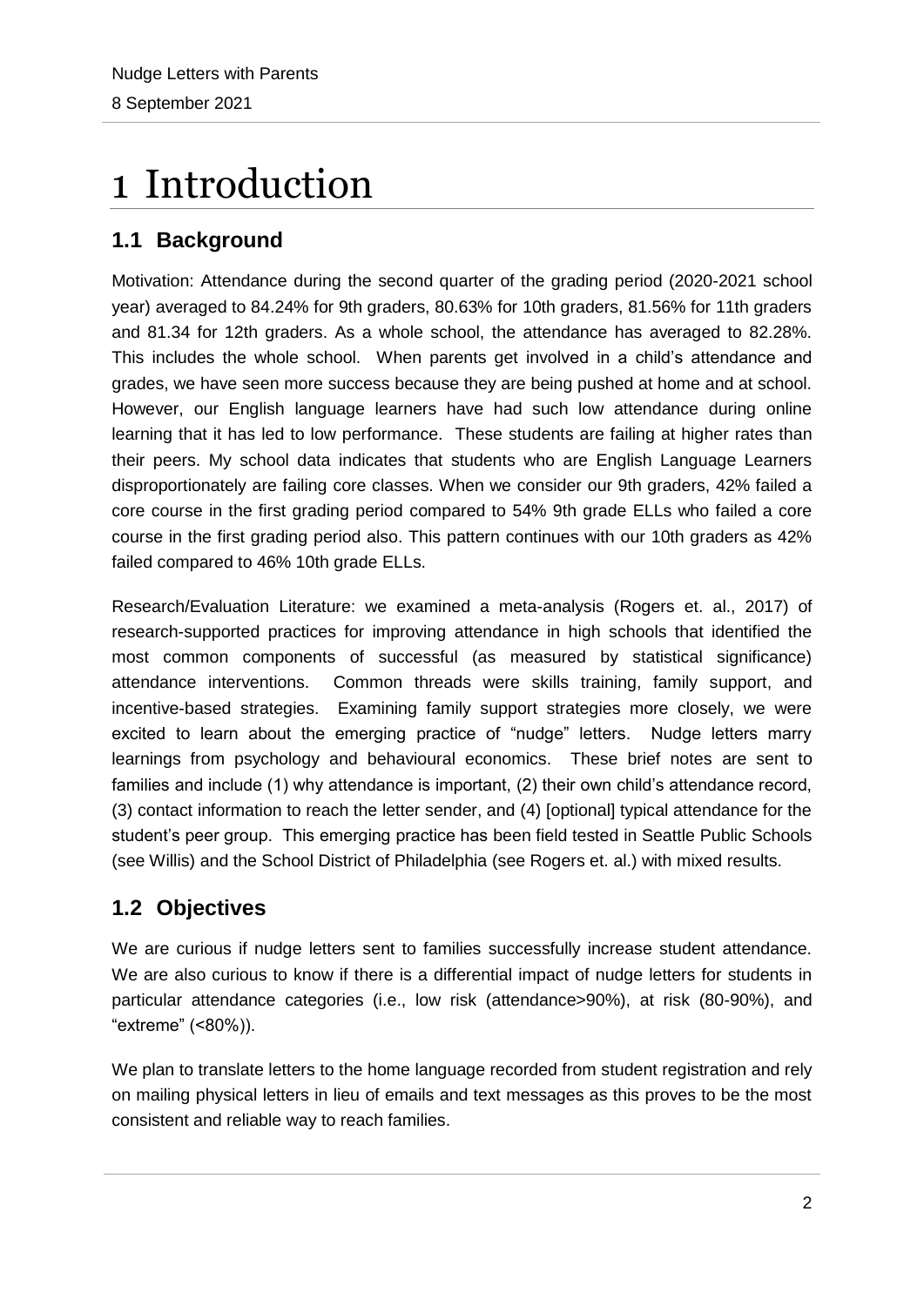# 1 Introduction

## 1.1 Background

Motivation: Attendance during the second quarter of the grading period (2020-2021 school year) averaged to 84.24% for 9th graders, 80.63% for 10th graders, 81.56% for 11th graders and 81.34 for 12th graders. As a whole school, the attendance has averaged to 82.28%. This includes the whole school. When parents get involved in a child's attendance and grades, we have seen more success because they are being pushed at home and at school. However, our English language learners have had such low attendance during online learning that it has led to low performance. These students are failing at higher rates than their peers. My school data indicates that students who are English Language Learners disproportionately are failing core classes. When we consider our 9th graders, 42% failed a core course in the first grading period compared to 54% 9th grade ELLs who failed a core course in the first grading period also. This pattern continues with our 10th graders as 42% failed compared to 46% 10th grade ELLs.

Research/Evaluation Literature: we examined a meta-analysis (Rogers et. al., 2017) of research-supported practices for improving attendance in high schools that identified the most common components of successful (as measured by statistical significance) attendance interventions. Common threads were skills training, family support, and incentive-based strategies. Examining family support strategies more closely, we were excited to learn about the emerging practice of "nudge" letters. Nudge letters marry learnings from psychology and behavioural economics. These brief notes are sent to families and include (1) why attendance is important, (2) their own child's attendance record, (3) contact information to reach the letter sender, and (4) [optional] typical attendance for the student's peer group. This emerging practice has been field tested in Seattle Public Schools (see Willis) and the School District of Philadelphia (see Rogers et. al.) with mixed results.

## 1.2 Objectives

We are curious if nudge letters sent to families successfully increase student attendance. We are also curious to know if there is a differential impact of nudge letters for students in particular attendance categories (i.e., low risk (attendance>90%), at risk (80-90%), and "extreme" (<80%)).

We plan to translate letters to the home language recorded from student registration and rely on mailing physical letters in lieu of emails and text messages as this proves to be the most consistent and reliable way to reach families.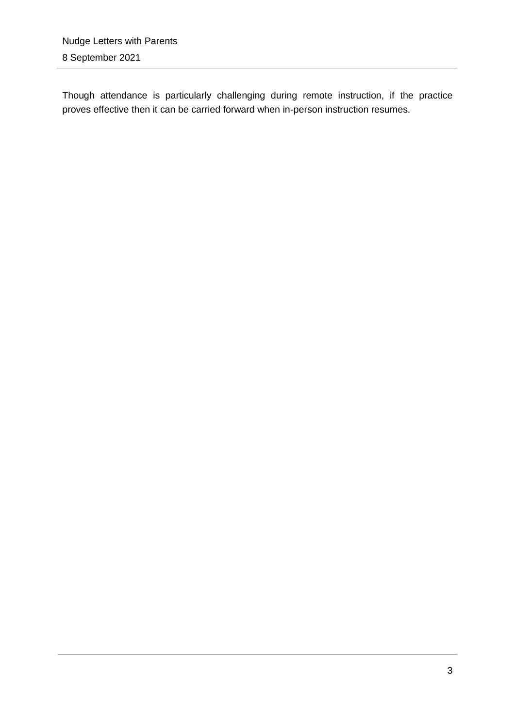Though attendance is particularly challenging during remote instruction, if the practice proves effective then it can be carried forward when in-person instruction resumes.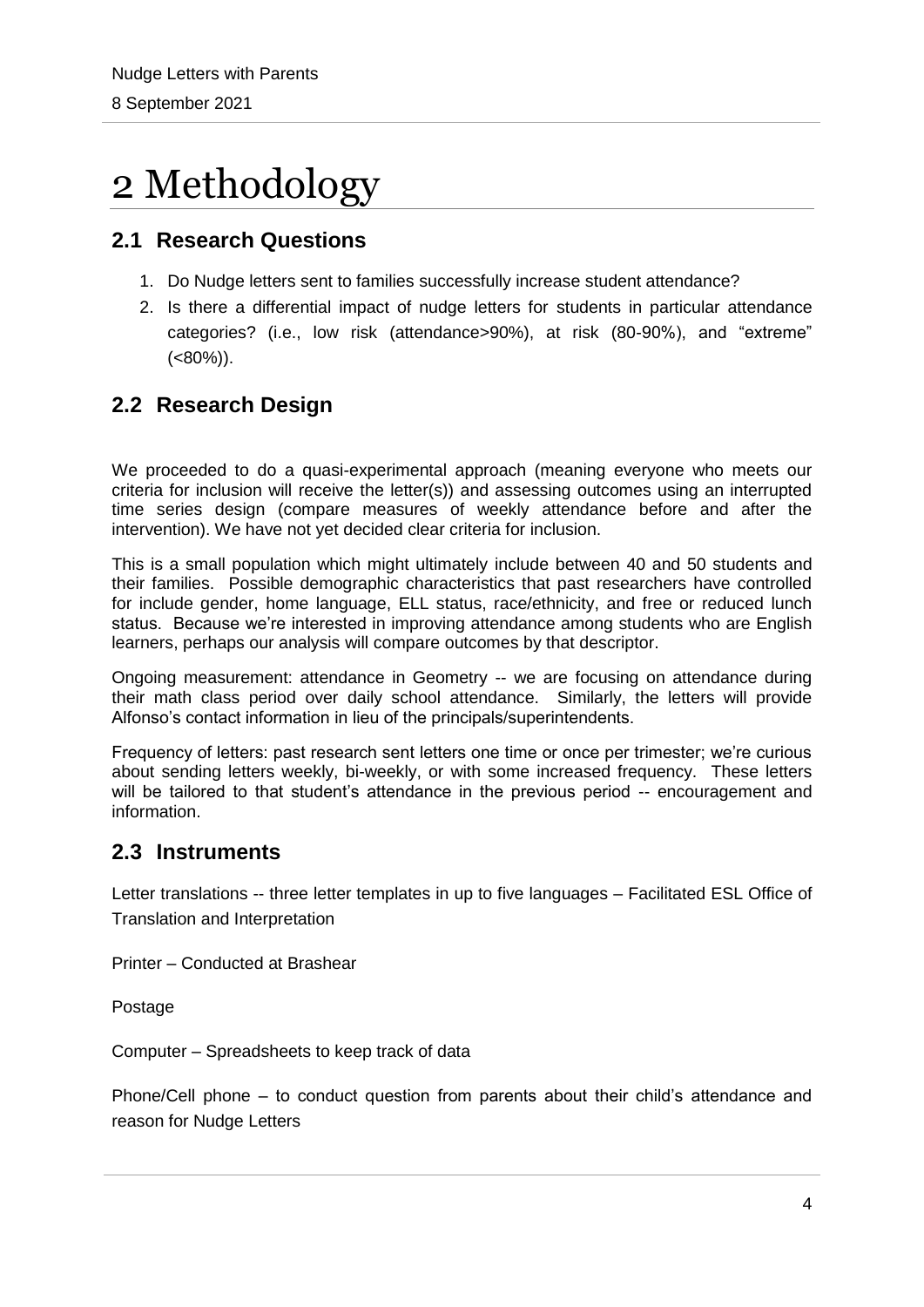# 2 Methodology

## 2.1 Research Questions

1. Do Nudge letters sent to families successfully increase student attendance?
2. Is there a differential impact of nudge letters for students in particular attendance categories? (i.e., low risk (attendance>90%), at risk (80-90%), and "extreme" (<80%)).

## 2.2 Research Design

We proceeded to do a quasi-experimental approach (meaning everyone who meets our criteria for inclusion will receive the letter(s)) and assessing outcomes using an interrupted time series design (compare measures of weekly attendance before and after the intervention). We have not yet decided clear criteria for inclusion.

This is a small population which might ultimately include between 40 and 50 students and their families. Possible demographic characteristics that past researchers have controlled for include gender, home language, ELL status, race/ethnicity, and free or reduced lunch status. Because we're interested in improving attendance among students who are English learners, perhaps our analysis will compare outcomes by that descriptor.

Ongoing measurement: attendance in Geometry -- we are focusing on attendance during their math class period over daily school attendance. Similarly, the letters will provide Alfonso's contact information in lieu of the principals/superintendents.

Frequency of letters: past research sent letters one time or once per trimester; we're curious about sending letters weekly, bi-weekly, or with some increased frequency. These letters will be tailored to that student's attendance in the previous period -- encouragement and information.

## 2.3 Instruments

Letter translations -- three letter templates in up to five languages – Facilitated ESL Office of Translation and Interpretation

Printer – Conducted at Brashear

Postage

Computer – Spreadsheets to keep track of data

Phone/Cell phone – to conduct question from parents about their child's attendance and reason for Nudge Letters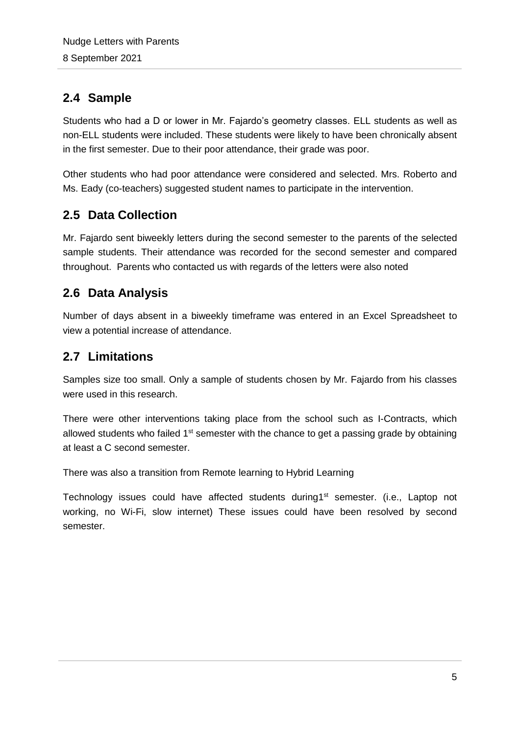## 2.4 Sample

Students who had a D or lower in Mr. Fajardo's geometry classes. ELL students as well as non-ELL students were included. These students were likely to have been chronically absent in the first semester. Due to their poor attendance, their grade was poor.

Other students who had poor attendance were considered and selected. Mrs. Roberto and Ms. Eady (co-teachers) suggested student names to participate in the intervention.

## 2.5 Data Collection

Mr. Fajardo sent biweekly letters during the second semester to the parents of the selected sample students. Their attendance was recorded for the second semester and compared throughout. Parents who contacted us with regards of the letters were also noted

## 2.6 Data Analysis

Number of days absent in a biweekly timeframe was entered in an Excel Spreadsheet to view a potential increase of attendance.

## 2.7 Limitations

Samples size too small. Only a sample of students chosen by Mr. Fajardo from his classes were used in this research.

There were other interventions taking place from the school such as I-Contracts, which allowed students who failed 1st semester with the chance to get a passing grade by obtaining at least a C second semester.

There was also a transition from Remote learning to Hybrid Learning

Technology issues could have affected students during1st semester. (i.e., Laptop not working, no Wi-Fi, slow internet) These issues could have been resolved by second semester.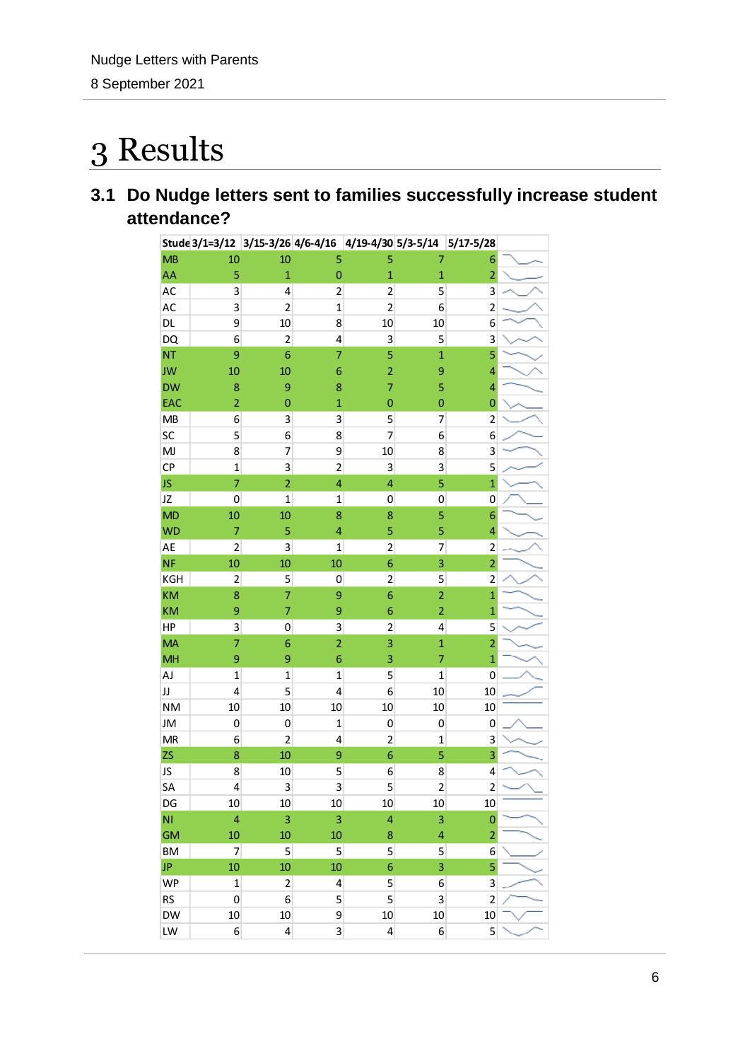# 3 Results

## 3.1 Do Nudge letters sent to families successfully increase student attendance?

| Stude | 3/1=3/12 | 3/15-3/26 | 4/6-4/16 | 4/19-4/30 | 5/3-5/14 | 5/17-5/28 | |
|---|---|---|---|---|---|---|---|
| MB | 10 | 10 | 5 | 5 | 7 | 6 | |
| AA | 5 | 1 | 0 | 1 | 1 | 2 | |
| AC | 3 | 4 | 2 | 2 | 5 | 3 | |
| AC | 3 | 2 | 1 | 2 | 6 | 2 | |
| DL | 9 | 10 | 8 | 10 | 10 | 6 | |
| DQ | 6 | 2 | 4 | 3 | 5 | 3 | |
| NT | 9 | 6 | 7 | 5 | 1 | 5 | |
| JW | 10 | 10 | 6 | 2 | 9 | 4 | |
| DW | 8 | 9 | 8 | 7 | 5 | 4 | |
| EAC | 2 | 0 | 1 | 0 | 0 | 0 | |
| MB | 6 | 3 | 3 | 5 | 7 | 2 | |
| SC | 5 | 6 | 8 | 7 | 6 | 6 | |
| MJ | 8 | 7 | 9 | 10 | 8 | 3 | |
| CP | 1 | 3 | 2 | 3 | 3 | 5 | |
| JS | 7 | 2 | 4 | 4 | 5 | 1 | |
| JZ | 0 | 1 | 1 | 0 | 0 | 0 | |
| MD | 10 | 10 | 8 | 8 | 5 | 6 | |
| WD | 7 | 5 | 4 | 5 | 5 | 4 | |
| AE | 2 | 3 | 1 | 2 | 7 | 2 | |
| NF | 10 | 10 | 10 | 6 | 3 | 2 | |
| KGH | 2 | 5 | 0 | 2 | 5 | 2 | |
| KM | 8 | 7 | 9 | 6 | 2 | 1 | |
| KM | 9 | 7 | 9 | 6 | 2 | 1 | |
| HP | 3 | 0 | 3 | 2 | 4 | 5 | |
| MA | 7 | 6 | 2 | 3 | 1 | 2 | |
| MH | 9 | 9 | 6 | 3 | 7 | 1 | |
| AJ | 1 | 1 | 1 | 5 | 1 | 0 | |
| JJ | 4 | 5 | 4 | 6 | 10 | 10 | |
| NM | 10 | 10 | 10 | 10 | 10 | 10 | |
| JM | 0 | 0 | 1 | 0 | 0 | 0 | |
| MR | 6 | 2 | 4 | 2 | 1 | 3 | |
| ZS | 8 | 10 | 9 | 6 | 5 | 3 | |
| JS | 8 | 10 | 5 | 6 | 8 | 4 | |
| SA | 4 | 3 | 3 | 5 | 2 | 2 | |
| DG | 10 | 10 | 10 | 10 | 10 | 10 | |
| NI | 4 | 3 | 3 | 4 | 3 | 0 | |
| GM | 10 | 10 | 10 | 8 | 4 | 2 | |
| BM | 7 | 5 | 5 | 5 | 5 | 6 | |
| JP | 10 | 10 | 10 | 6 | 3 | 5 | |
| WP | 1 | 2 | 4 | 5 | 6 | 3 | |
| RS | 0 | 6 | 5 | 5 | 3 | 2 | |
| DW | 10 | 10 | 9 | 10 | 10 | 10 | |
| LW | 6 | 4 | 3 | 4 | 6 | 5 | |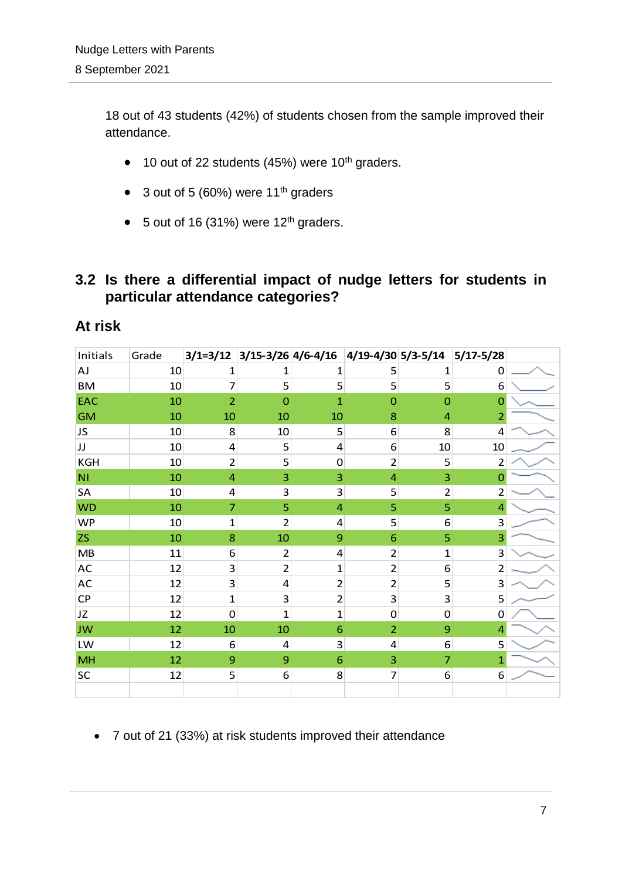18 out of 43 students (42%) of students chosen from the sample improved their attendance.

- 10 out of 22 students (45%) were 10th graders.
- 3 out of 5 (60%) were 11th graders
- 5 out of 16 (31%) were 12th graders.

## 3.2 Is there a differential impact of nudge letters for students in particular attendance categories?

### At risk

| Initials | Grade | 3/1=3/12 | 3/15-3/26 | 4/6-4/16 | 4/19-4/30 | 5/3-5/14 | 5/17-5/28 | |
|---|---|---|---|---|---|---|---|---|
| AJ | 10 | 1 | 1 | 1 | 5 | 1 | 0 | |
| BM | 10 | 7 | 5 | 5 | 5 | 5 | 6 | |
| EAC | 10 | 2 | 0 | 1 | 0 | 0 | 0 | |
| GM | 10 | 10 | 10 | 10 | 8 | 4 | 2 | |
| JS | 10 | 8 | 10 | 5 | 6 | 8 | 4 | |
| JJ | 10 | 4 | 5 | 4 | 6 | 10 | 10 | |
| KGH | 10 | 2 | 5 | 0 | 2 | 5 | 2 | |
| NI | 10 | 4 | 3 | 3 | 4 | 3 | 0 | |
| SA | 10 | 4 | 3 | 3 | 5 | 2 | 2 | |
| WD | 10 | 7 | 5 | 4 | 5 | 5 | 4 | |
| WP | 10 | 1 | 2 | 4 | 5 | 6 | 3 | |
| ZS | 10 | 8 | 10 | 9 | 6 | 5 | 3 | |
| MB | 11 | 6 | 2 | 4 | 2 | 1 | 3 | |
| AC | 12 | 3 | 2 | 1 | 2 | 6 | 2 | |
| AC | 12 | 3 | 4 | 2 | 2 | 5 | 3 | |
| CP | 12 | 1 | 3 | 2 | 3 | 3 | 5 | |
| JZ | 12 | 0 | 1 | 1 | 0 | 0 | 0 | |
| JW | 12 | 10 | 10 | 6 | 2 | 9 | 4 | |
| LW | 12 | 6 | 4 | 3 | 4 | 6 | 5 | |
| MH | 12 | 9 | 9 | 6 | 3 | 7 | 1 | |
| SC | 12 | 5 | 6 | 8 | 7 | 6 | 6 | |

- 7 out of 21 (33%) at risk students improved their attendance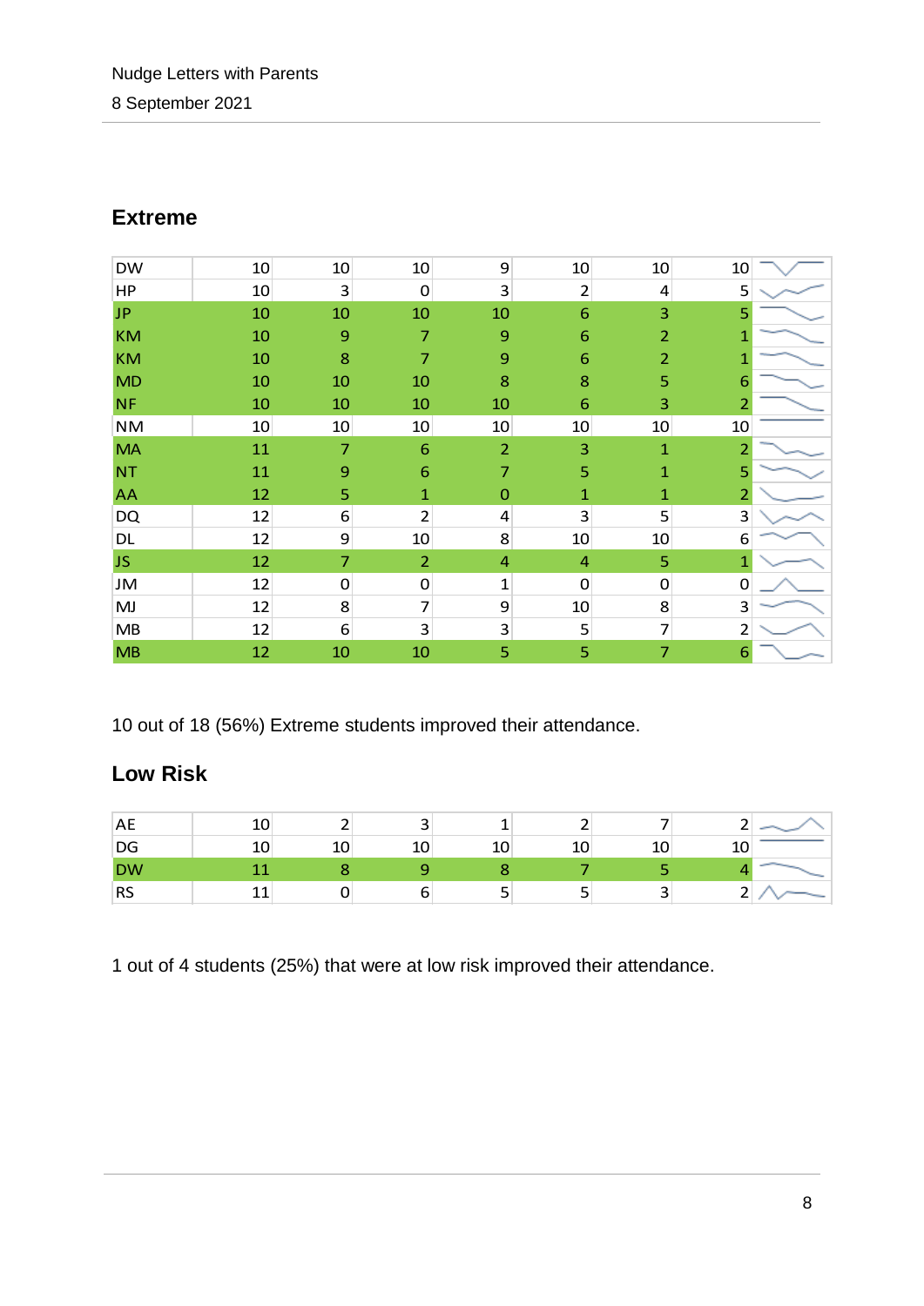## Extreme

| | | | | | | | | |
|---|---|---|---|---|---|---|---|---|
| DW | 10 | 10 | 10 | 9 | 10 | 10 | 10 | |
| HP | 10 | 3 | 0 | 3 | 2 | 4 | 5 | |
| JP | 10 | 10 | 10 | 10 | 6 | 3 | 5 | |
| KM | 10 | 9 | 7 | 9 | 6 | 2 | 1 | |
| KM | 10 | 8 | 7 | 9 | 6 | 2 | 1 | |
| MD | 10 | 10 | 10 | 8 | 8 | 5 | 6 | |
| NF | 10 | 10 | 10 | 10 | 6 | 3 | 2 | |
| NM | 10 | 10 | 10 | 10 | 10 | 10 | 10 | |
| MA | 11 | 7 | 6 | 2 | 3 | 1 | 2 | |
| NT | 11 | 9 | 6 | 7 | 5 | 1 | 5 | |
| AA | 12 | 5 | 1 | 0 | 1 | 1 | 2 | |
| DQ | 12 | 6 | 2 | 4 | 3 | 5 | 3 | |
| DL | 12 | 9 | 10 | 8 | 10 | 10 | 6 | |
| JS | 12 | 7 | 2 | 4 | 4 | 5 | 1 | |
| JM | 12 | 0 | 0 | 1 | 0 | 0 | 0 | |
| MJ | 12 | 8 | 7 | 9 | 10 | 8 | 3 | |
| MB | 12 | 6 | 3 | 3 | 5 | 7 | 2 | |
| MB | 12 | 10 | 10 | 5 | 5 | 7 | 6 | |

10 out of 18 (56%) Extreme students improved their attendance.

## Low Risk

| | | | | | | | | |
|---|---|---|---|---|---|---|---|---|
| AE | 10 | 2 | 3 | 1 | 2 | 7 | 2 | |
| DG | 10 | 10 | 10 | 10 | 10 | 10 | 10 | |
| DW | 11 | 8 | 9 | 8 | 7 | 5 | 4 | |
| RS | 11 | 0 | 6 | 5 | 5 | 3 | 2 | |

1 out of 4 students (25%) that were at low risk improved their attendance.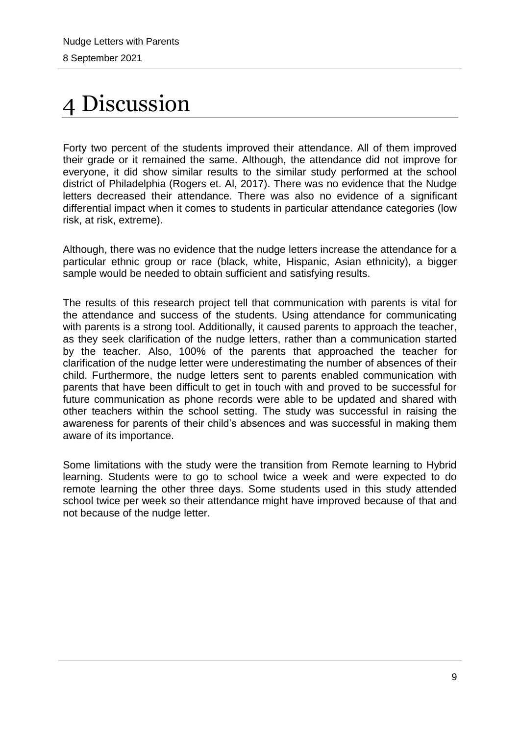# 4 Discussion

Forty two percent of the students improved their attendance. All of them improved their grade or it remained the same. Although, the attendance did not improve for everyone, it did show similar results to the similar study performed at the school district of Philadelphia (Rogers et. Al, 2017). There was no evidence that the Nudge letters decreased their attendance. There was also no evidence of a significant differential impact when it comes to students in particular attendance categories (low risk, at risk, extreme).

Although, there was no evidence that the nudge letters increase the attendance for a particular ethnic group or race (black, white, Hispanic, Asian ethnicity), a bigger sample would be needed to obtain sufficient and satisfying results.

The results of this research project tell that communication with parents is vital for the attendance and success of the students. Using attendance for communicating with parents is a strong tool. Additionally, it caused parents to approach the teacher, as they seek clarification of the nudge letters, rather than a communication started by the teacher. Also, 100% of the parents that approached the teacher for clarification of the nudge letter were underestimating the number of absences of their child. Furthermore, the nudge letters sent to parents enabled communication with parents that have been difficult to get in touch with and proved to be successful for future communication as phone records were able to be updated and shared with other teachers within the school setting. The study was successful in raising the awareness for parents of their child's absences and was successful in making them aware of its importance.

Some limitations with the study were the transition from Remote learning to Hybrid learning. Students were to go to school twice a week and were expected to do remote learning the other three days. Some students used in this study attended school twice per week so their attendance might have improved because of that and not because of the nudge letter.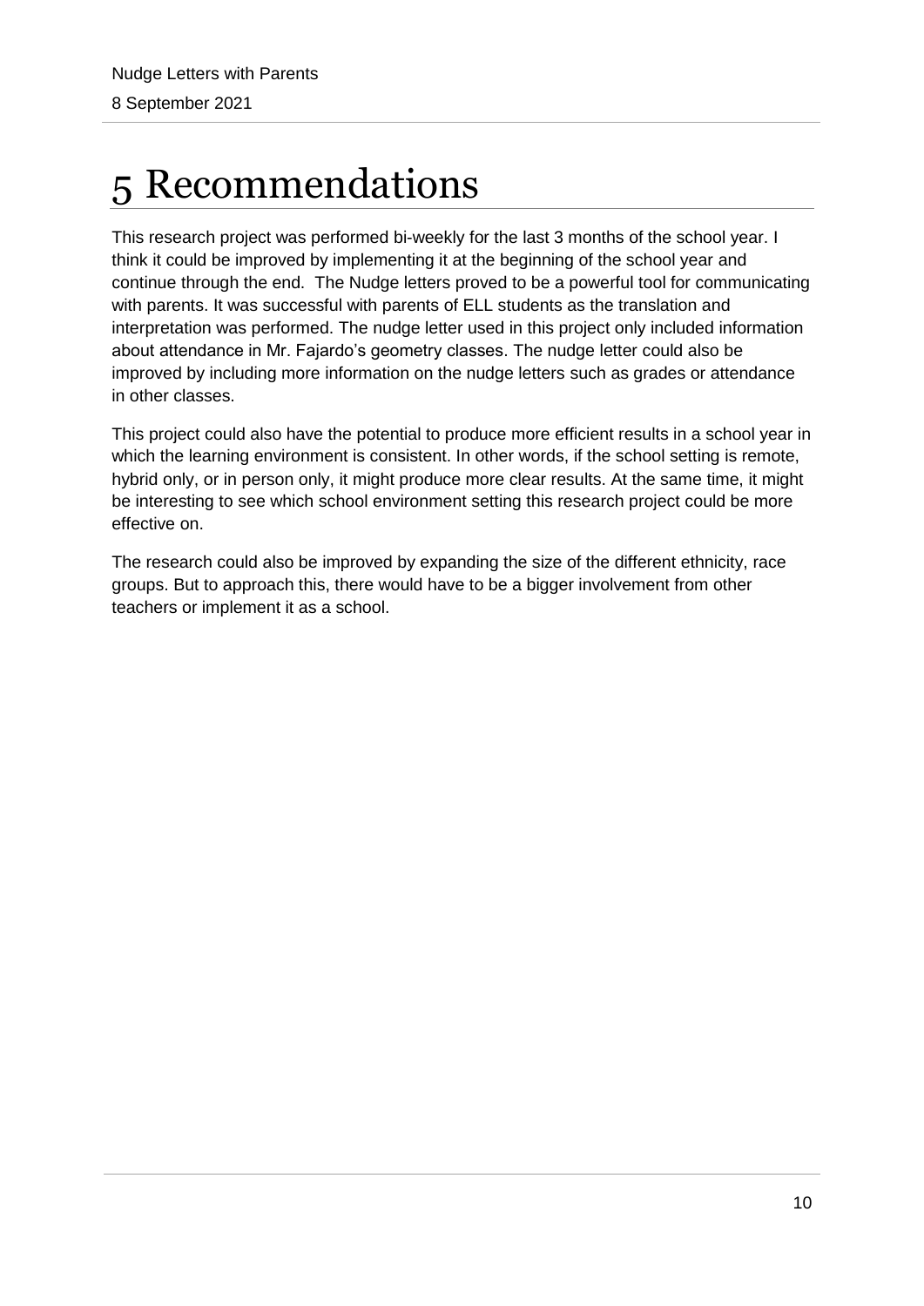# 5 Recommendations

This research project was performed bi-weekly for the last 3 months of the school year. I think it could be improved by implementing it at the beginning of the school year and continue through the end. The Nudge letters proved to be a powerful tool for communicating with parents. It was successful with parents of ELL students as the translation and interpretation was performed. The nudge letter used in this project only included information about attendance in Mr. Fajardo's geometry classes. The nudge letter could also be improved by including more information on the nudge letters such as grades or attendance in other classes.

This project could also have the potential to produce more efficient results in a school year in which the learning environment is consistent. In other words, if the school setting is remote, hybrid only, or in person only, it might produce more clear results. At the same time, it might be interesting to see which school environment setting this research project could be more effective on.

The research could also be improved by expanding the size of the different ethnicity, race groups. But to approach this, there would have to be a bigger involvement from other teachers or implement it as a school.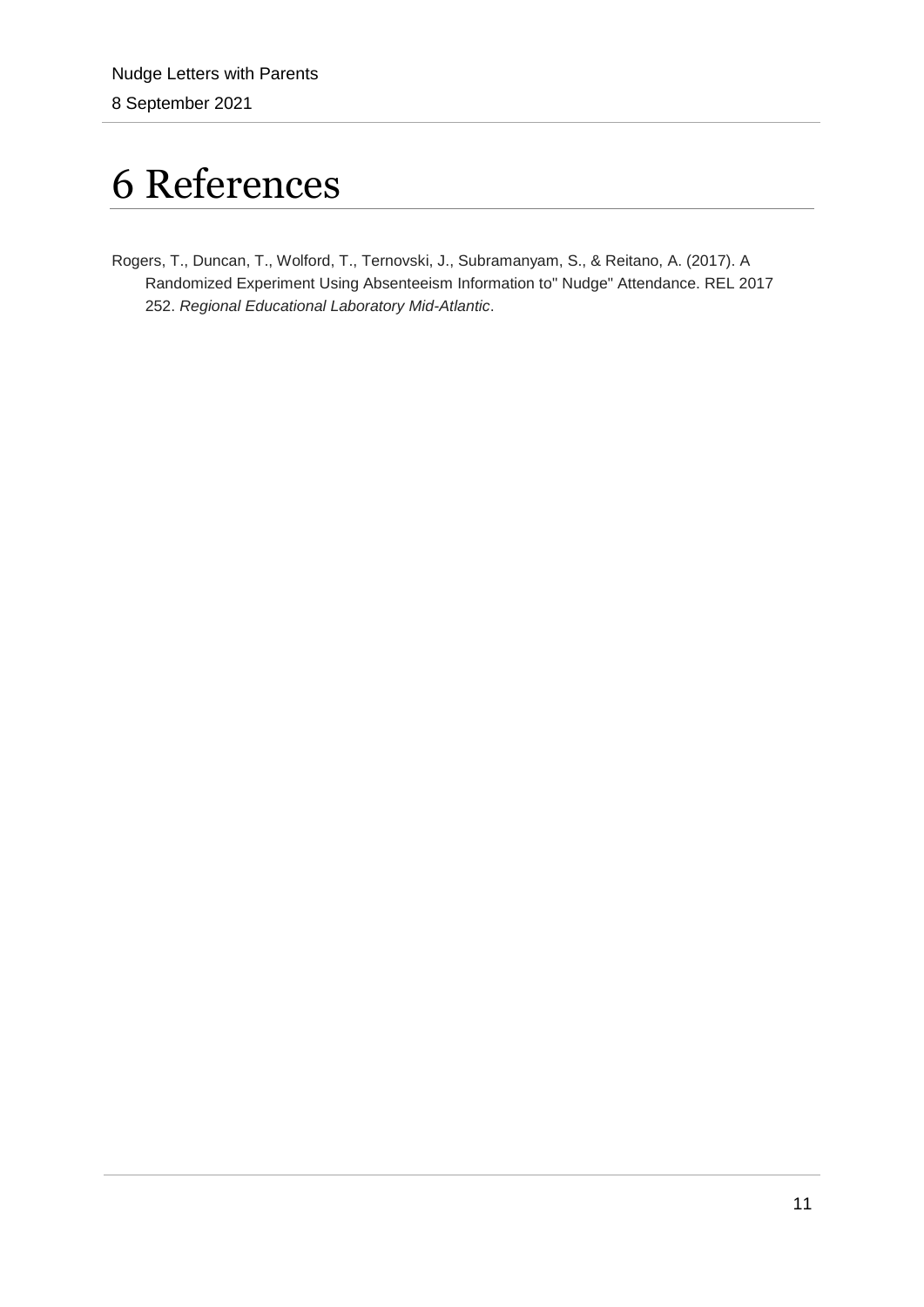# 6 References

Rogers, T., Duncan, T., Wolford, T., Ternovski, J., Subramanyam, S., & Reitano, A. (2017). A Randomized Experiment Using Absenteeism Information to" Nudge" Attendance. REL 2017 252. *Regional Educational Laboratory Mid-Atlantic*.